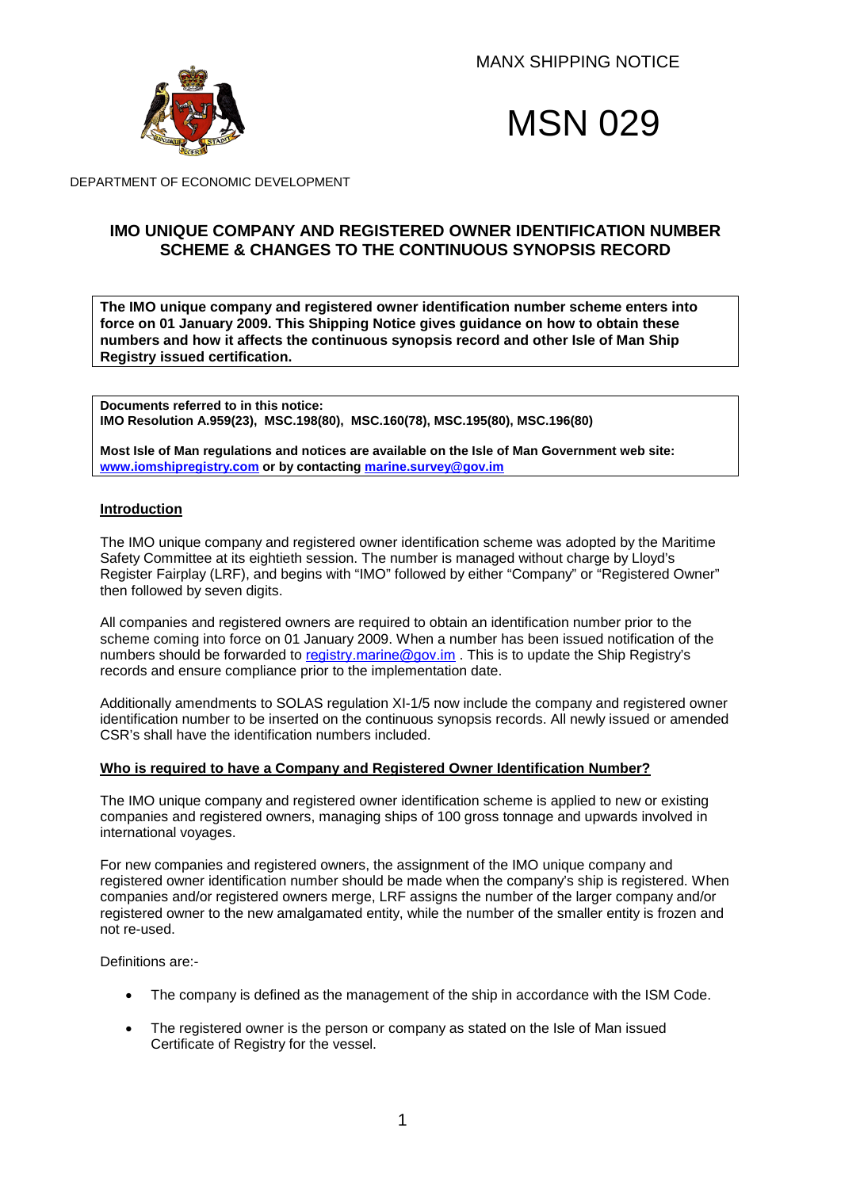MANX SHIPPING NOTICE

# MSN 029

DEPARTMENT OF ECONOMIC DEVELOPMENT

## IMO UNIQUE COMPANY AND REGISTERED OWNER IDENTIFICATION NUMBER SCHEME & CHANGES TO THE CONTINUOUS SYNOPSIS RECORD

**The IMO unique company and registered owner identification number scheme enters into force on 01 January 2009. This Shipping Notice gives guidance on how to obtain these numbers and how it affects the continuous synopsis record and other Isle of Man Ship Registry issued certification.**

**Documents referred to in this notice:**
**IMO Resolution A.959(23), MSC.198(80), MSC.160(78), MSC.195(80), MSC.196(80)**

**Most Isle of Man regulations and notices are available on the Isle of Man Government web site: www.iomshipregistry.com or by contacting marine.survey@gov.im**

### Introduction

The IMO unique company and registered owner identification scheme was adopted by the Maritime Safety Committee at its eightieth session. The number is managed without charge by Lloyd's Register Fairplay (LRF), and begins with "IMO" followed by either "Company" or "Registered Owner" then followed by seven digits.

All companies and registered owners are required to obtain an identification number prior to the scheme coming into force on 01 January 2009. When a number has been issued notification of the numbers should be forwarded to registry.marine@gov.im . This is to update the Ship Registry's records and ensure compliance prior to the implementation date.

Additionally amendments to SOLAS regulation XI-1/5 now include the company and registered owner identification number to be inserted on the continuous synopsis records. All newly issued or amended CSR's shall have the identification numbers included.

### Who is required to have a Company and Registered Owner Identification Number?

The IMO unique company and registered owner identification scheme is applied to new or existing companies and registered owners, managing ships of 100 gross tonnage and upwards involved in international voyages.

For new companies and registered owners, the assignment of the IMO unique company and registered owner identification number should be made when the company's ship is registered. When companies and/or registered owners merge, LRF assigns the number of the larger company and/or registered owner to the new amalgamated entity, while the number of the smaller entity is frozen and not re-used.

Definitions are:-

- The company is defined as the management of the ship in accordance with the ISM Code.
- The registered owner is the person or company as stated on the Isle of Man issued Certificate of Registry for the vessel.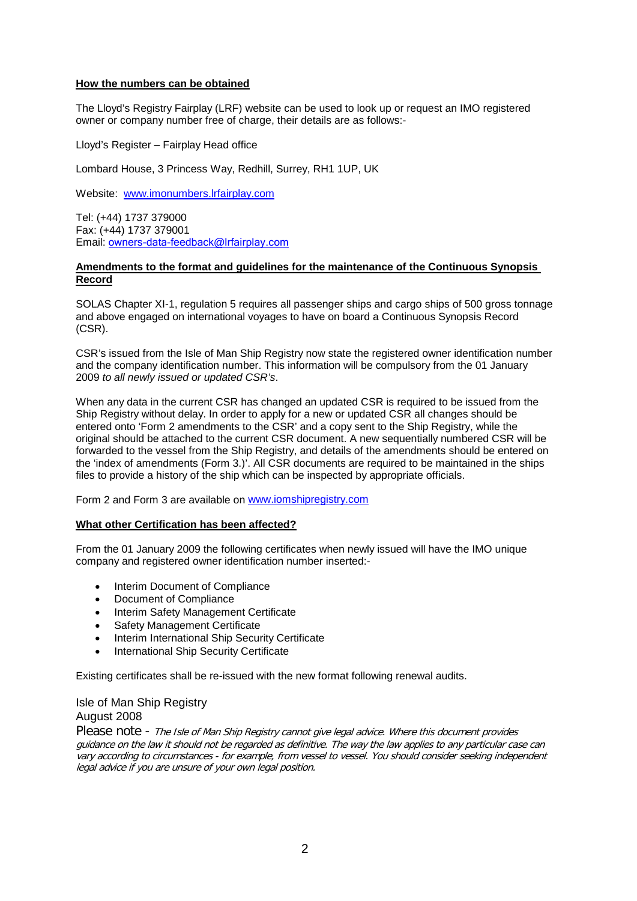**How the numbers can be obtained**

The Lloyd's Registry Fairplay (LRF) website can be used to look up or request an IMO registered owner or company number free of charge, their details are as follows:-

Lloyd's Register – Fairplay Head office

Lombard House, 3 Princess Way, Redhill, Surrey, RH1 1UP, UK

Website: [www.imonumbers.lrfairplay.com](www.imonumbers.lrfairplay.com)

Tel: (+44) 1737 379000
Fax: (+44) 1737 379001
Email: [owners-data-feedback@lrfairplay.com](mailto:owners-data-feedback@lrfairplay.com)

**Amendments to the format and guidelines for the maintenance of the Continuous Synopsis Record**

SOLAS Chapter XI-1, regulation 5 requires all passenger ships and cargo ships of 500 gross tonnage and above engaged on international voyages to have on board a Continuous Synopsis Record (CSR).

CSR's issued from the Isle of Man Ship Registry now state the registered owner identification number and the company identification number. This information will be compulsory from the 01 January 2009 *to all newly issued or updated CSR's*.

When any data in the current CSR has changed an updated CSR is required to be issued from the Ship Registry without delay. In order to apply for a new or updated CSR all changes should be entered onto 'Form 2 amendments to the CSR' and a copy sent to the Ship Registry, while the original should be attached to the current CSR document. A new sequentially numbered CSR will be forwarded to the vessel from the Ship Registry, and details of the amendments should be entered on the 'index of amendments (Form 3.)'. All CSR documents are required to be maintained in the ships files to provide a history of the ship which can be inspected by appropriate officials.

Form 2 and Form 3 are available on [www.iomshipregistry.com](www.iomshipregistry.com)

**What other Certification has been affected?**

From the 01 January 2009 the following certificates when newly issued will have the IMO unique company and registered owner identification number inserted:-

- Interim Document of Compliance
- Document of Compliance
- Interim Safety Management Certificate
- Safety Management Certificate
- Interim International Ship Security Certificate
- International Ship Security Certificate

Existing certificates shall be re-issued with the new format following renewal audits.

Isle of Man Ship Registry
August 2008

Please note - *The Isle of Man Ship Registry cannot give legal advice. Where this document provides guidance on the law it should not be regarded as definitive. The way the law applies to any particular case can vary according to circumstances - for example, from vessel to vessel. You should consider seeking independent legal advice if you are unsure of your own legal position.*